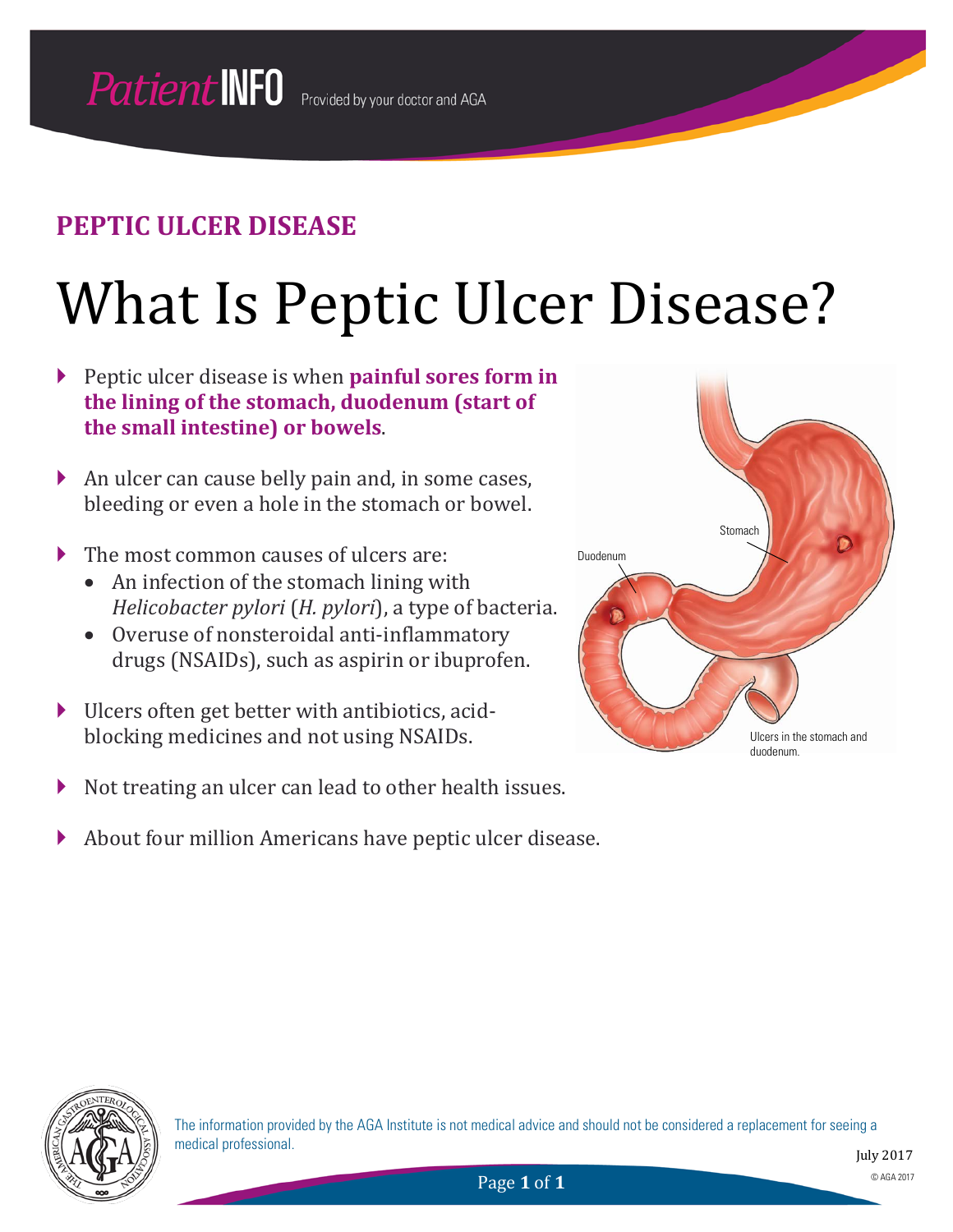Patient INFO Provided by your doctor and AGA

## PEPTIC ULCER DISEASE

# What Is Peptic Ulcer Disease?

- Peptic ulcer disease is when **painful sores form in the lining of the stomach, duodenum (start of the small intestine) or bowels**.
- An ulcer can cause belly pain and, in some cases, bleeding or even a hole in the stomach or bowel.
- The most common causes of ulcers are:
  - An infection of the stomach lining with *Helicobacter pylori* (*H. pylori*), a type of bacteria.
  - Overuse of nonsteroidal anti-inflammatory drugs (NSAIDs), such as aspirin or ibuprofen.
- Ulcers often get better with antibiotics, acid-blocking medicines and not using NSAIDs.
- Not treating an ulcer can lead to other health issues.
- About four million Americans have peptic ulcer disease.

Stomach

Duodenum

Ulcers in the stomach and duodenum.

The information provided by the AGA Institute is not medical advice and should not be considered a replacement for seeing a medical professional.

July 2017

© AGA 2017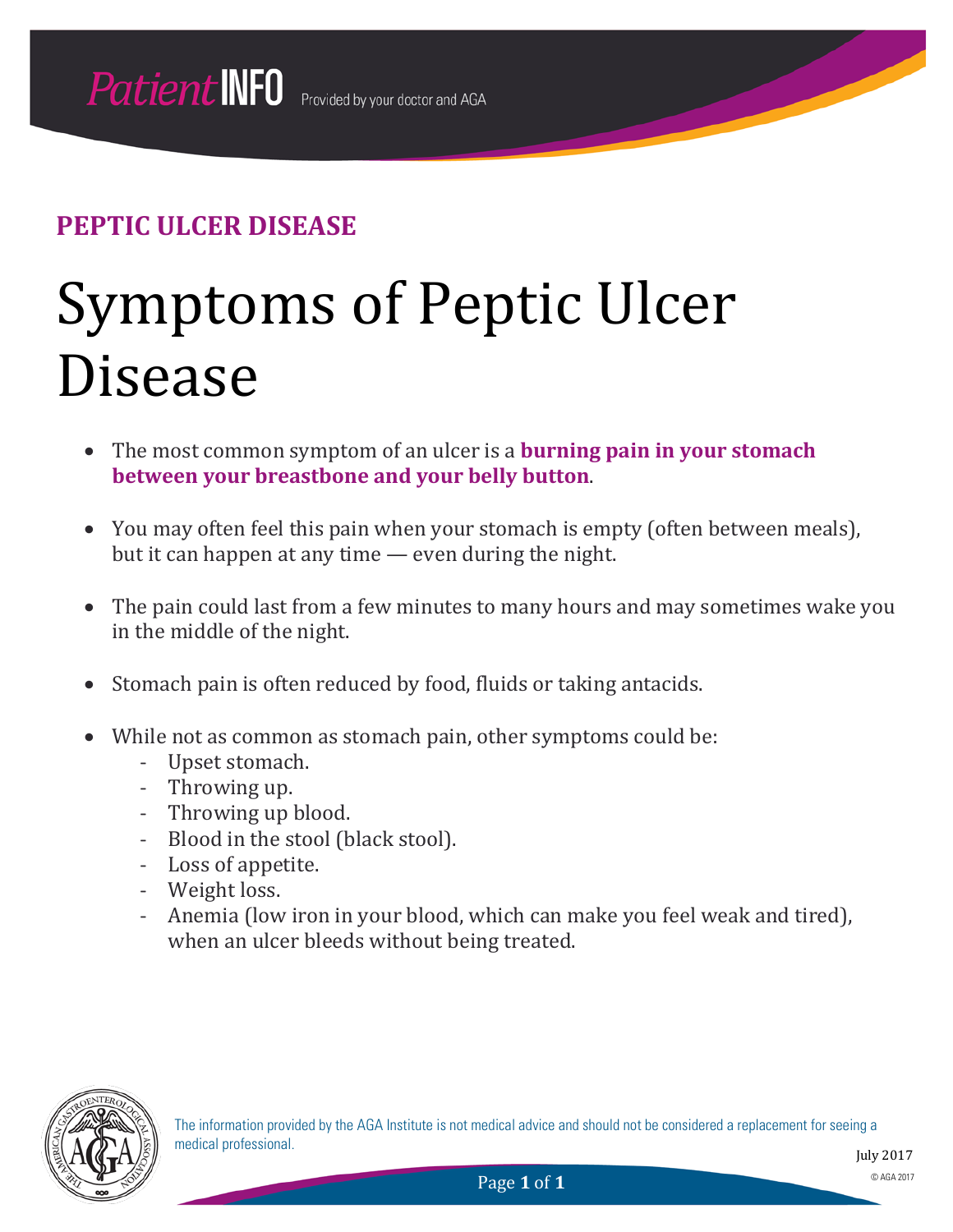PatientINFO Provided by your doctor and AGA

## PEPTIC ULCER DISEASE

# Symptoms of Peptic Ulcer Disease

- The most common symptom of an ulcer is a **burning pain in your stomach between your breastbone and your belly button**.
- You may often feel this pain when your stomach is empty (often between meals), but it can happen at any time — even during the night.
- The pain could last from a few minutes to many hours and may sometimes wake you in the middle of the night.
- Stomach pain is often reduced by food, fluids or taking antacids.
- While not as common as stomach pain, other symptoms could be:
  - Upset stomach.
  - Throwing up.
  - Throwing up blood.
  - Blood in the stool (black stool).
  - Loss of appetite.
  - Weight loss.
  - Anemia (low iron in your blood, which can make you feel weak and tired), when an ulcer bleeds without being treated.

The information provided by the AGA Institute is not medical advice and should not be considered a replacement for seeing a medical professional.

July 2017

© AGA 2017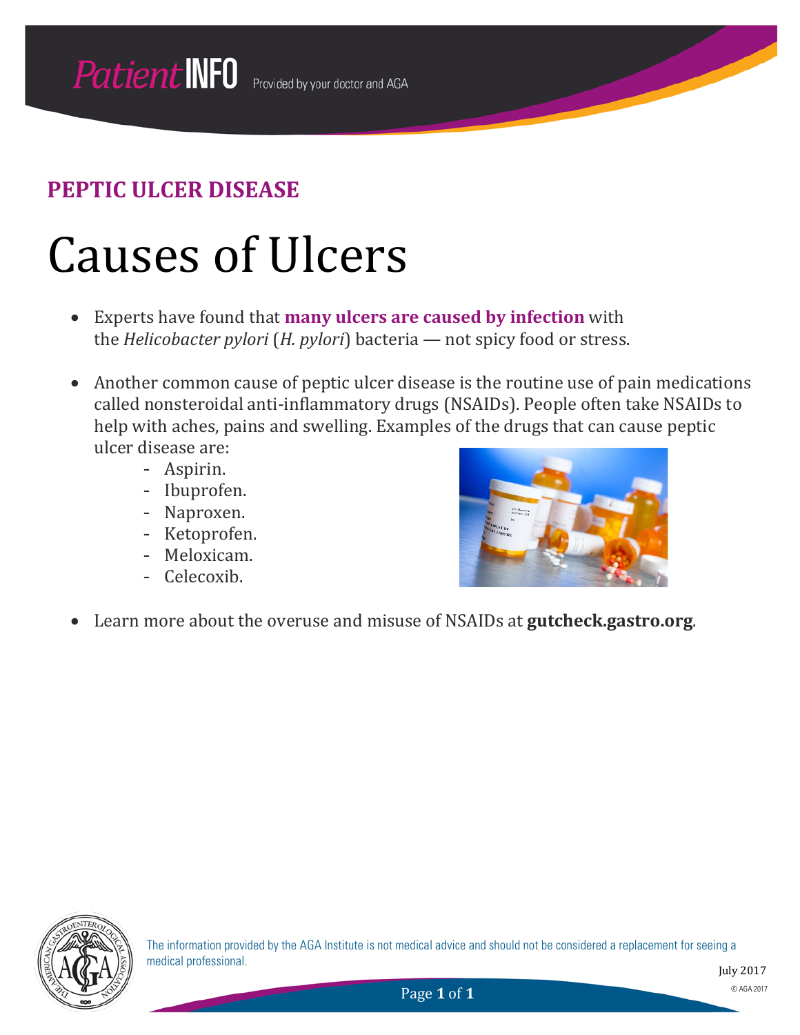**PEPTIC ULCER DISEASE**

# Causes of Ulcers

- Experts have found that **many ulcers are caused by infection** with the *Helicobacter pylori* (*H. pylori*) bacteria — not spicy food or stress.
- Another common cause of peptic ulcer disease is the routine use of pain medications called nonsteroidal anti-inflammatory drugs (NSAIDs). People often take NSAIDs to help with aches, pains and swelling. Examples of the drugs that can cause peptic ulcer disease are:
  - Aspirin.
  - Ibuprofen.
  - Naproxen.
  - Ketoprofen.
  - Meloxicam.
  - Celecoxib.
- Learn more about the overuse and misuse of NSAIDs at **gutcheck.gastro.org**.

The information provided by the AGA Institute is not medical advice and should not be considered a replacement for seeing a medical professional.

July 2017

© AGA 2017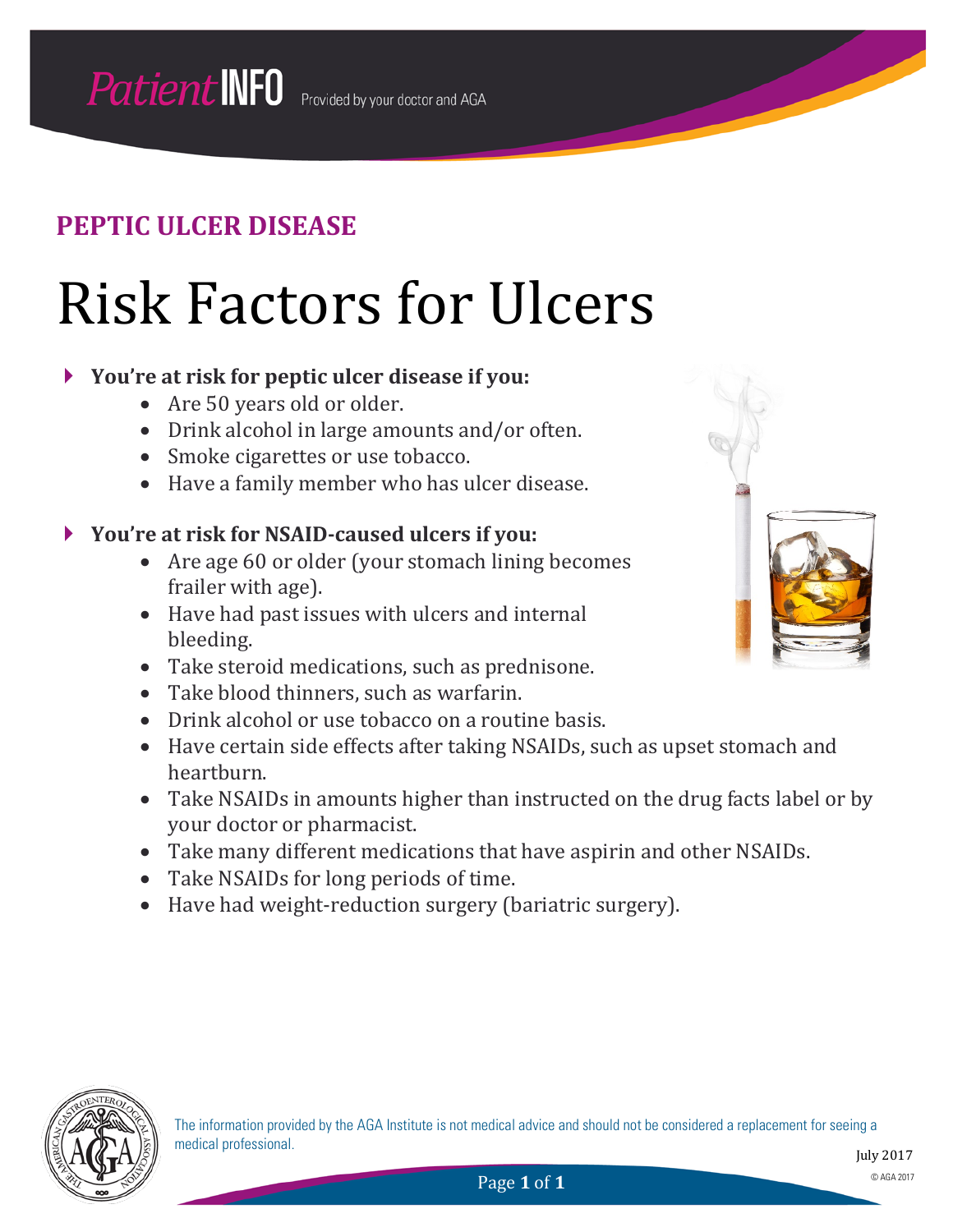PatientINFO Provided by your doctor and AGA

## PEPTIC ULCER DISEASE

# Risk Factors for Ulcers

**You're at risk for peptic ulcer disease if you:**

- Are 50 years old or older.
- Drink alcohol in large amounts and/or often.
- Smoke cigarettes or use tobacco.
- Have a family member who has ulcer disease.

**You're at risk for NSAID-caused ulcers if you:**

- Are age 60 or older (your stomach lining becomes frailer with age).
- Have had past issues with ulcers and internal bleeding.
- Take steroid medications, such as prednisone.
- Take blood thinners, such as warfarin.
- Drink alcohol or use tobacco on a routine basis.
- Have certain side effects after taking NSAIDs, such as upset stomach and heartburn.
- Take NSAIDs in amounts higher than instructed on the drug facts label or by your doctor or pharmacist.
- Take many different medications that have aspirin and other NSAIDs.
- Take NSAIDs for long periods of time.
- Have had weight-reduction surgery (bariatric surgery).

The information provided by the AGA Institute is not medical advice and should not be considered a replacement for seeing a medical professional.

July 2017

© AGA 2017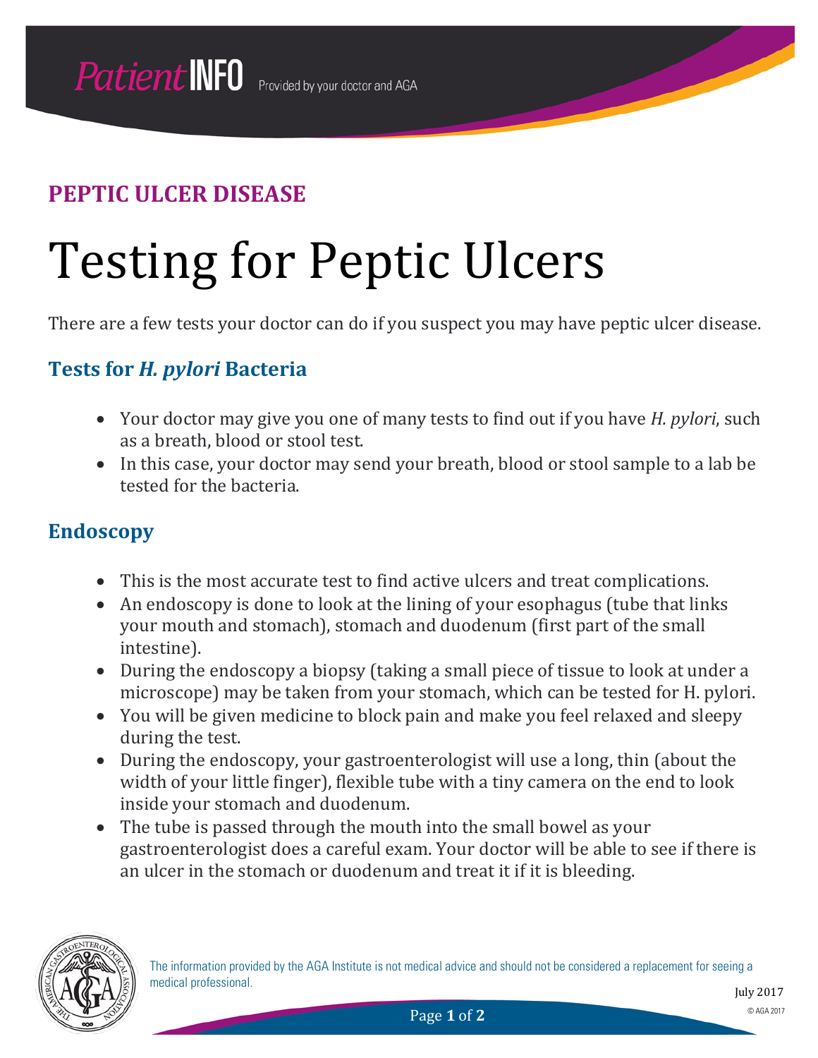PatientINFO Provided by your doctor and AGA

## PEPTIC ULCER DISEASE

# Testing for Peptic Ulcers

There are a few tests your doctor can do if you suspect you may have peptic ulcer disease.

## Tests for *H. pylori* Bacteria

- Your doctor may give you one of many tests to find out if you have *H. pylori*, such as a breath, blood or stool test.
- In this case, your doctor may send your breath, blood or stool sample to a lab be tested for the bacteria.

## Endoscopy

- This is the most accurate test to find active ulcers and treat complications.
- An endoscopy is done to look at the lining of your esophagus (tube that links your mouth and stomach), stomach and duodenum (first part of the small intestine).
- During the endoscopy a biopsy (taking a small piece of tissue to look at under a microscope) may be taken from your stomach, which can be tested for H. pylori.
- You will be given medicine to block pain and make you feel relaxed and sleepy during the test.
- During the endoscopy, your gastroenterologist will use a long, thin (about the width of your little finger), flexible tube with a tiny camera on the end to look inside your stomach and duodenum.
- The tube is passed through the mouth into the small bowel as your gastroenterologist does a careful exam. Your doctor will be able to see if there is an ulcer in the stomach or duodenum and treat it if it is bleeding.

The information provided by the AGA Institute is not medical advice and should not be considered a replacement for seeing a medical professional.

July 2017

© AGA 2017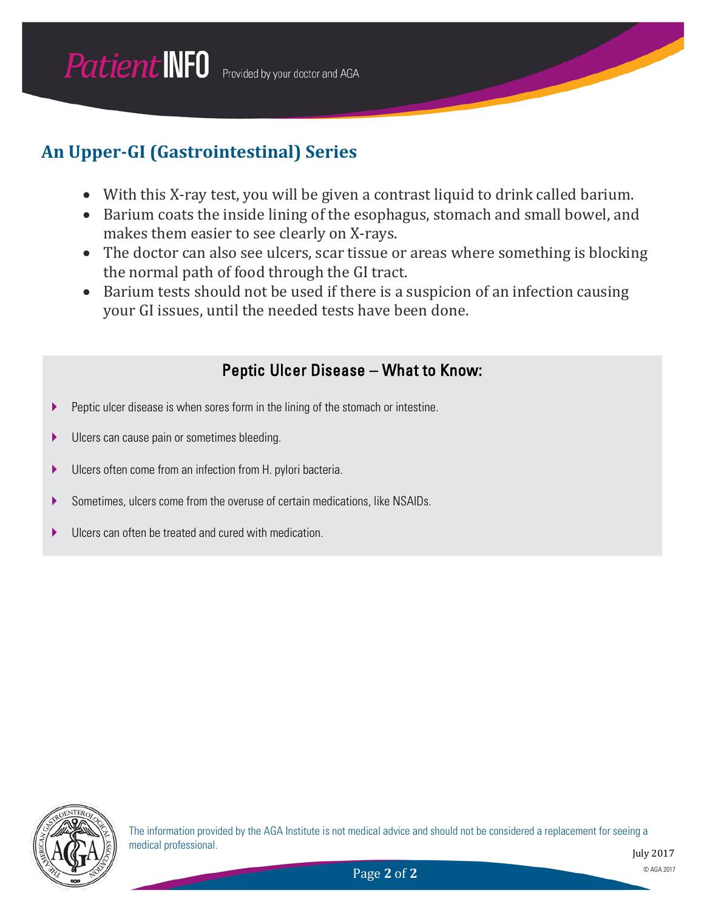## An Upper-GI (Gastrointestinal) Series

- With this X-ray test, you will be given a contrast liquid to drink called barium.
- Barium coats the inside lining of the esophagus, stomach and small bowel, and makes them easier to see clearly on X-rays.
- The doctor can also see ulcers, scar tissue or areas where something is blocking the normal path of food through the GI tract.
- Barium tests should not be used if there is a suspicion of an infection causing your GI issues, until the needed tests have been done.

### Peptic Ulcer Disease – What to Know:

- Peptic ulcer disease is when sores form in the lining of the stomach or intestine.
- Ulcers can cause pain or sometimes bleeding.
- Ulcers often come from an infection from H. pylori bacteria.
- Sometimes, ulcers come from the overuse of certain medications, like NSAIDs.
- Ulcers can often be treated and cured with medication.

The information provided by the AGA Institute is not medical advice and should not be considered a replacement for seeing a medical professional.

July 2017

© AGA 2017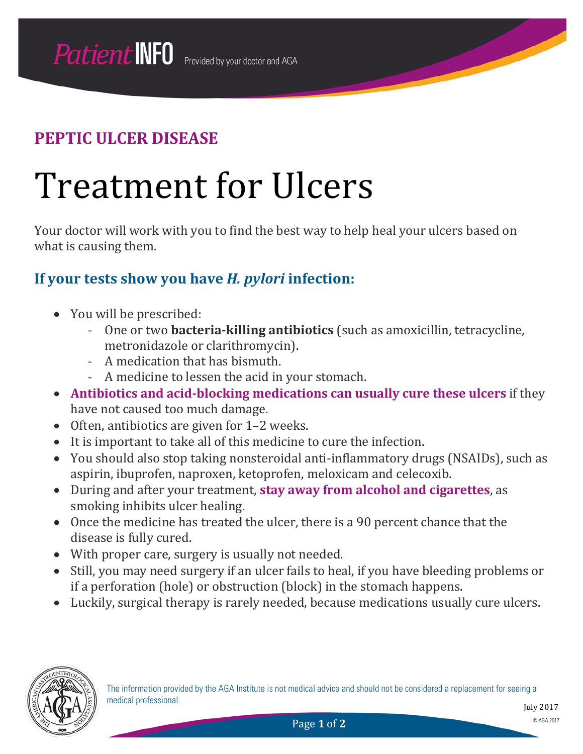**PEPTIC ULCER DISEASE**

# Treatment for Ulcers

Your doctor will work with you to find the best way to help heal your ulcers based on what is causing them.

## If your tests show you have *H. pylori* infection:

- You will be prescribed:
  - One or two **bacteria-killing antibiotics** (such as amoxicillin, tetracycline, metronidazole or clarithromycin).
  - A medication that has bismuth.
  - A medicine to lessen the acid in your stomach.
- **Antibiotics and acid-blocking medications can usually cure these ulcers** if they have not caused too much damage.
- Often, antibiotics are given for 1–2 weeks.
- It is important to take all of this medicine to cure the infection.
- You should also stop taking nonsteroidal anti-inflammatory drugs (NSAIDs), such as aspirin, ibuprofen, naproxen, ketoprofen, meloxicam and celecoxib.
- During and after your treatment, **stay away from alcohol and cigarettes**, as smoking inhibits ulcer healing.
- Once the medicine has treated the ulcer, there is a 90 percent chance that the disease is fully cured.
- With proper care, surgery is usually not needed.
- Still, you may need surgery if an ulcer fails to heal, if you have bleeding problems or if a perforation (hole) or obstruction (block) in the stomach happens.
- Luckily, surgical therapy is rarely needed, because medications usually cure ulcers.

The information provided by the AGA Institute is not medical advice and should not be considered a replacement for seeing a medical professional.

July 2017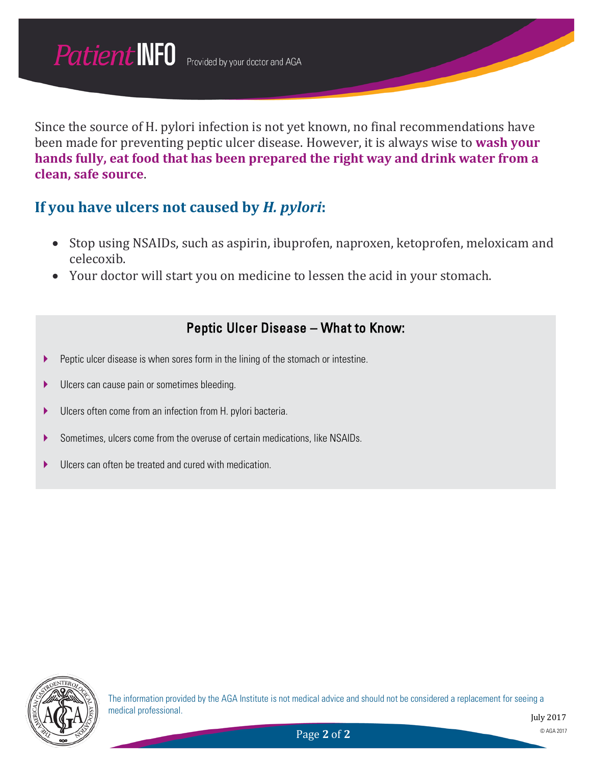Since the source of H. pylori infection is not yet known, no final recommendations have been made for preventing peptic ulcer disease. However, it is always wise to **wash your hands fully, eat food that has been prepared the right way and drink water from a clean, safe source**.

## If you have ulcers not caused by *H. pylori*:

- Stop using NSAIDs, such as aspirin, ibuprofen, naproxen, ketoprofen, meloxicam and celecoxib.
- Your doctor will start you on medicine to lessen the acid in your stomach.

### Peptic Ulcer Disease – What to Know:

- Peptic ulcer disease is when sores form in the lining of the stomach or intestine.
- Ulcers can cause pain or sometimes bleeding.
- Ulcers often come from an infection from H. pylori bacteria.
- Sometimes, ulcers come from the overuse of certain medications, like NSAIDs.
- Ulcers can often be treated and cured with medication.

The information provided by the AGA Institute is not medical advice and should not be considered a replacement for seeing a medical professional.

July 2017

© AGA 2017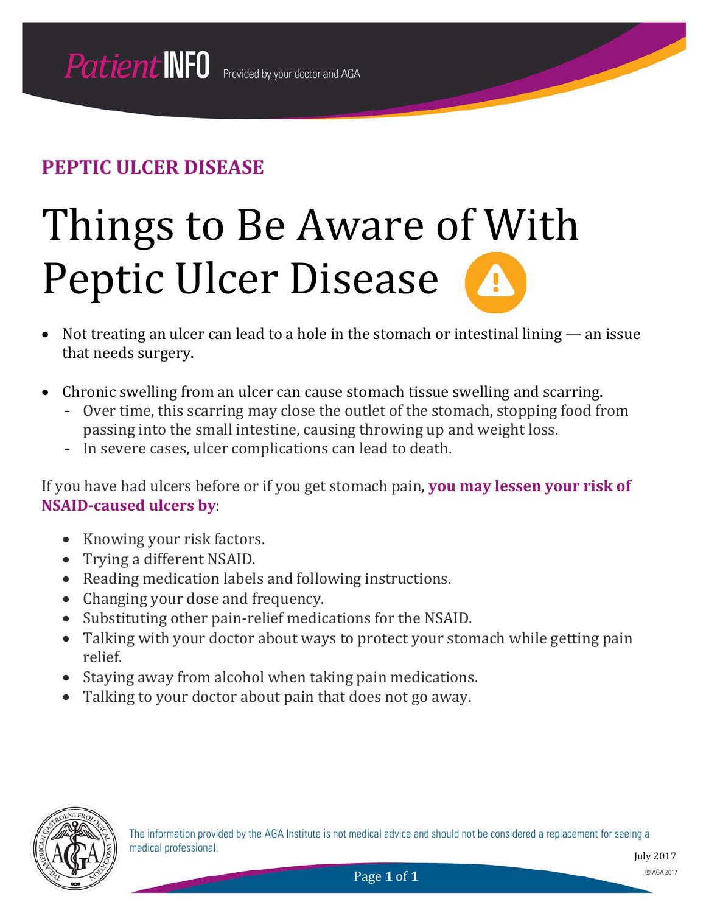**PEPTIC ULCER DISEASE**

# Things to Be Aware of With Peptic Ulcer Disease

- Not treating an ulcer can lead to a hole in the stomach or intestinal lining — an issue that needs surgery.
- Chronic swelling from an ulcer can cause stomach tissue swelling and scarring.
  - Over time, this scarring may close the outlet of the stomach, stopping food from passing into the small intestine, causing throwing up and weight loss.
  - In severe cases, ulcer complications can lead to death.

If you have had ulcers before or if you get stomach pain, **you may lessen your risk of NSAID-caused ulcers by**:

- Knowing your risk factors.
- Trying a different NSAID.
- Reading medication labels and following instructions.
- Changing your dose and frequency.
- Substituting other pain-relief medications for the NSAID.
- Talking with your doctor about ways to protect your stomach while getting pain relief.
- Staying away from alcohol when taking pain medications.
- Talking to your doctor about pain that does not go away.

The information provided by the AGA Institute is not medical advice and should not be considered a replacement for seeing a medical professional.

July 2017

© AGA 2017